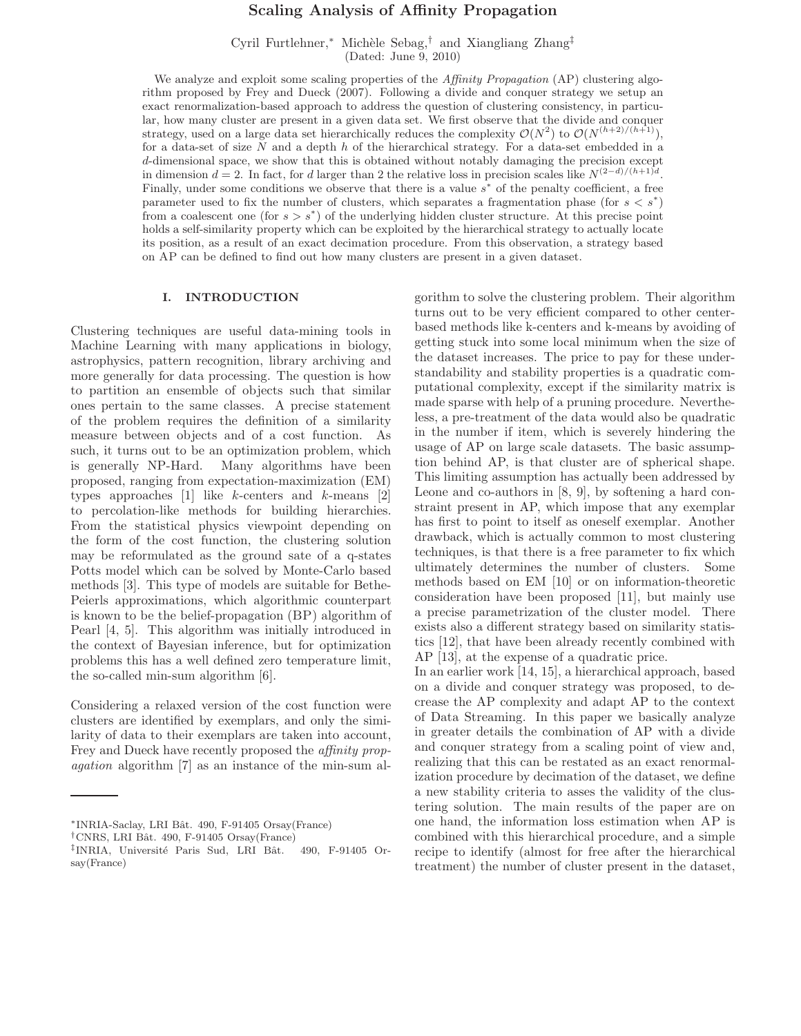# Scaling Analysis of Affinity Propagation

Cyril Furtlehner,[*] Michèle Sebag,[†] and Xiangliang Zhang[‡]

(Dated: June 9, 2010)

We analyze and exploit some scaling properties of the *Affinity Propagation* (AP) clustering algorithm proposed by Frey and Dueck (2007). Following a divide and conquer strategy we setup an exact renormalization-based approach to address the question of clustering consistency, in particular, how many cluster are present in a given data set. We first observe that the divide and conquer strategy, used on a large data set hierarchically reduces the complexity $\mathcal{O}(N^2)$ to $\mathcal{O}(N^{(h+2)/(h+1)})$, for a data-set of size $N$ and a depth $h$ of the hierarchical strategy. For a data-set embedded in a $d$-dimensional space, we show that this is obtained without notably damaging the precision except in dimension $d = 2$. In fact, for $d$ larger than 2 the relative loss in precision scales like $N^{(2-d)/(h+1)d}$. Finally, under some conditions we observe that there is a value $s^*$ of the penalty coefficient, a free parameter used to fix the number of clusters, which separates a fragmentation phase (for $s < s^*$) from a coalescent one (for $s > s^*$) of the underlying hidden cluster structure. At this precise point holds a self-similarity property which can be exploited by the hierarchical strategy to actually locate its position, as a result of an exact decimation procedure. From this observation, a strategy based on AP can be defined to find out how many clusters are present in a given dataset.

## I. INTRODUCTION

Clustering techniques are useful data-mining tools in Machine Learning with many applications in biology, astrophysics, pattern recognition, library archiving and more generally for data processing. The question is how to partition an ensemble of objects such that similar ones pertain to the same classes. A precise statement of the problem requires the definition of a similarity measure between objects and of a cost function. As such, it turns out to be an optimization problem, which is generally NP-Hard. Many algorithms have been proposed, ranging from expectation-maximization (EM) types approaches [1] like $k$-centers and $k$-means [2] to percolation-like methods for building hierarchies. From the statistical physics viewpoint depending on the form of the cost function, the clustering solution may be reformulated as the ground sate of a q-states Potts model which can be solved by Monte-Carlo based methods [3]. This type of models are suitable for Bethe-Peierls approximations, which algorithmic counterpart is known to be the belief-propagation (BP) algorithm of Pearl [4, 5]. This algorithm was initially introduced in the context of Bayesian inference, but for optimization problems this has a well defined zero temperature limit, the so-called min-sum algorithm [6].

Considering a relaxed version of the cost function were clusters are identified by exemplars, and only the similarity of data to their exemplars are taken into account, Frey and Dueck have recently proposed the *affinity propagation* algorithm [7] as an instance of the min-sum algorithm to solve the clustering problem. Their algorithm turns out to be very efficient compared to other center-based methods like k-centers and k-means by avoiding of getting stuck into some local minimum when the size of the dataset increases. The price to pay for these understandability and stability properties is a quadratic computational complexity, except if the similarity matrix is made sparse with help of a pruning procedure. Nevertheless, a pre-treatment of the data would also be quadratic in the number if item, which is severely hindering the usage of AP on large scale datasets. The basic assumption behind AP, is that cluster are of spherical shape. This limiting assumption has actually been addressed by Leone and co-authors in [8, 9], by softening a hard constraint present in AP, which impose that any exemplar has first to point to itself as oneself exemplar. Another drawback, which is actually common to most clustering techniques, is that there is a free parameter to fix which ultimately determines the number of clusters. Some methods based on EM [10] or on information-theoretic consideration have been proposed [11], but mainly use a precise parametrization of the cluster model. There exists also a different strategy based on similarity statistics [12], that have been already recently combined with AP [13], at the expense of a quadratic price.

In an earlier work [14, 15], a hierarchical approach, based on a divide and conquer strategy was proposed, to decrease the AP complexity and adapt AP to the context of Data Streaming. In this paper we basically analyze in greater details the combination of AP with a divide and conquer strategy from a scaling point of view and, realizing that this can be restated as an exact renormalization procedure by decimation of the dataset, we define a new stability criteria to asses the validity of the clustering solution. The main results of the paper are on one hand, the information loss estimation when AP is combined with this hierarchical procedure, and a simple recipe to identify (almost for free after the hierarchical treatment) the number of cluster present in the dataset,

---

[*] INRIA-Saclay, LRI Bât. 490, F-91405 Orsay(France)

[†] CNRS, LRI Bât. 490, F-91405 Orsay(France)

[‡] INRIA, Université Paris Sud, LRI Bât. 490, F-91405 Orsay(France)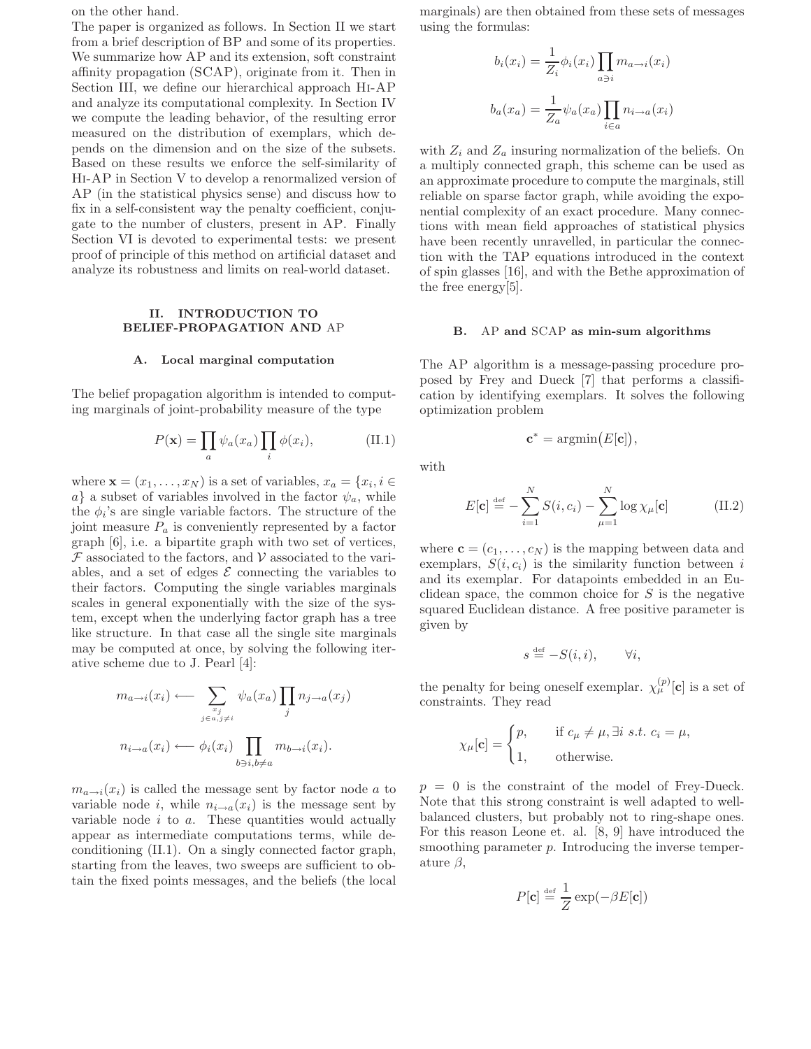on the other hand.

The paper is organized as follows. In Section II we start from a brief description of BP and some of its properties. We summarize how AP and its extension, soft constraint affinity propagation (SCAP), originate from it. Then in Section III, we define our hierarchical approach Hi-AP and analyze its computational complexity. In Section IV we compute the leading behavior, of the resulting error measured on the distribution of exemplars, which depends on the dimension and on the size of the subsets. Based on these results we enforce the self-similarity of Hi-AP in Section V to develop a renormalized version of AP (in the statistical physics sense) and discuss how to fix in a self-consistent way the penalty coefficient, conjugate to the number of clusters, present in AP. Finally Section VI is devoted to experimental tests: we present proof of principle of this method on artificial dataset and analyze its robustness and limits on real-world dataset.

## II. INTRODUCTION TO BELIEF-PROPAGATION AND AP

### A. Local marginal computation

The belief propagation algorithm is intended to computing marginals of joint-probability measure of the type

$$P(\mathbf{x}) = \prod_a \psi_a(x_a) \prod_i \phi(x_i), \tag{II.1}$$

where $\mathbf{x} = (x_1, \ldots, x_N)$ is a set of variables, $x_a = \{x_i, i \in a\}$ a subset of variables involved in the factor $\psi_a$, while the $\phi_i$'s are single variable factors. The structure of the joint measure $P_a$ is conveniently represented by a factor graph [6], i.e. a bipartite graph with two set of vertices, $\mathcal{F}$ associated to the factors, and $\mathcal{V}$ associated to the variables, and a set of edges $\mathcal{E}$ connecting the variables to their factors. Computing the single variables marginals scales in general exponentially with the size of the system, except when the underlying factor graph has a tree like structure. In that case all the single site marginals may be computed at once, by solving the following iterative scheme due to J. Pearl [4]:

$$m_{a\to i}(x_i) \longleftarrow \sum_{\substack{x_j \\ j\in a, j\neq i}} \psi_a(x_a) \prod_j n_{j\to a}(x_j)$$

$$n_{i\to a}(x_i) \longleftarrow \phi_i(x_i) \prod_{b\ni i, b\neq a} m_{b\to i}(x_i).$$

$m_{a\to i}(x_i)$ is called the message sent by factor node $a$ to variable node $i$, while $n_{i\to a}(x_i)$ is the message sent by variable node $i$ to $a$. These quantities would actually appear as intermediate computations terms, while deconditioning (II.1). On a singly connected factor graph, starting from the leaves, two sweeps are sufficient to obtain the fixed points messages, and the beliefs (the local marginals) are then obtained from these sets of messages using the formulas:

$$b_i(x_i) = \frac{1}{Z_i} \phi_i(x_i) \prod_{a\ni i} m_{a\to i}(x_i)$$

$$b_a(x_a) = \frac{1}{Z_a} \psi_a(x_a) \prod_{i\in a} n_{i\to a}(x_i)$$

with $Z_i$ and $Z_a$ insuring normalization of the beliefs. On a multiply connected graph, this scheme can be used as an approximate procedure to compute the marginals, still reliable on sparse factor graph, while avoiding the exponential complexity of an exact procedure. Many connections with mean field approaches of statistical physics have been recently unravelled, in particular the connection with the TAP equations introduced in the context of spin glasses [16], and with the Bethe approximation of the free energy[5].

### B. AP and SCAP as min-sum algorithms

The AP algorithm is a message-passing procedure proposed by Frey and Dueck [7] that performs a classification by identifying exemplars. It solves the following optimization problem

$$\mathbf{c}^* = \operatorname{argmin}\big(E[\mathbf{c}]\big),$$

with

$$E[\mathbf{c}] \stackrel{\text{def}}{=} -\sum_{i=1}^{N} S(i, c_i) - \sum_{\mu=1}^{N} \log \chi_\mu[\mathbf{c}] \tag{II.2}$$

where $\mathbf{c} = (c_1, \ldots, c_N)$ is the mapping between data and exemplars, $S(i, c_i)$ is the similarity function between $i$ and its exemplar. For datapoints embedded in an Euclidean space, the common choice for $S$ is the negative squared Euclidean distance. A free positive parameter is given by

$$s \stackrel{\text{def}}{=} -S(i,i), \qquad \forall i,$$

the penalty for being oneself exemplar. $\chi_\mu^{(p)}[\mathbf{c}]$ is a set of constraints. They read

$$\chi_\mu[\mathbf{c}] = \begin{cases} p, & \text{if } c_\mu \neq \mu, \exists i \ s.t.\ c_i = \mu, \\ 1, & \text{otherwise.} \end{cases}$$

$p = 0$ is the constraint of the model of Frey-Dueck. Note that this strong constraint is well adapted to well-balanced clusters, but probably not to ring-shape ones. For this reason Leone et. al. [8, 9] have introduced the smoothing parameter $p$. Introducing the inverse temperature $\beta$,

$$P[\mathbf{c}] \stackrel{\text{def}}{=} \frac{1}{Z} \exp(-\beta E[\mathbf{c}])$$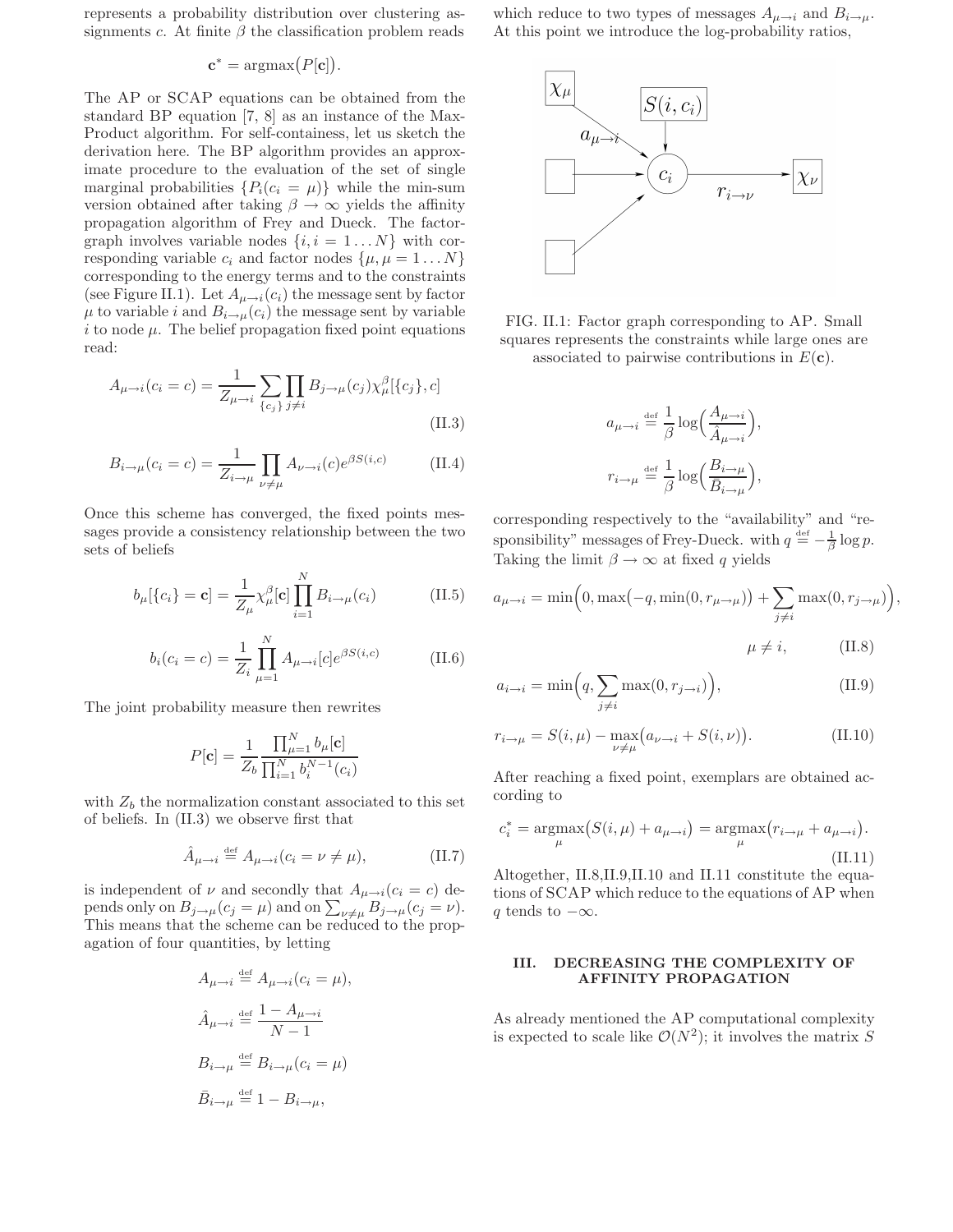represents a probability distribution over clustering assignments $c$. At finite $\beta$ the classification problem reads

$$\mathbf{c}^* = \mathrm{argmax}\big(P[\mathbf{c}]\big).$$

The AP or SCAP equations can be obtained from the standard BP equation [7, 8] as an instance of the Max-Product algorithm. For self-containess, let us sketch the derivation here. The BP algorithm provides an approximate procedure to the evaluation of the set of single marginal probabilities $\{P_i(c_i = \mu)\}$ while the min-sum version obtained after taking $\beta \to \infty$ yields the affinity propagation algorithm of Frey and Dueck. The factor-graph involves variable nodes $\{i, i = 1 \ldots N\}$ with corresponding variable $c_i$ and factor nodes $\{\mu, \mu = 1 \ldots N\}$ corresponding to the energy terms and to the constraints (see Figure II.1). Let $A_{\mu\to i}(c_i)$ the message sent by factor $\mu$ to variable $i$ and $B_{i\to\mu}(c_i)$ the message sent by variable $i$ to node $\mu$. The belief propagation fixed point equations read:

$$A_{\mu\to i}(c_i = c) = \frac{1}{Z_{\mu\to i}} \sum_{\{c_j\}} \prod_{j\neq i} B_{j\to\mu}(c_j)\chi_\mu^\beta[\{c_j\}, c] \tag{II.3}$$

$$B_{i\to\mu}(c_i = c) = \frac{1}{Z_{i\to\mu}} \prod_{\nu\neq\mu} A_{\nu\to i}(c)e^{\beta S(i,c)} \tag{II.4}$$

Once this scheme has converged, the fixed points messages provide a consistency relationship between the two sets of beliefs

$$b_\mu[\{c_i\} = \mathbf{c}] = \frac{1}{Z_\mu}\chi_\mu^\beta[\mathbf{c}] \prod_{i=1}^N B_{i\to\mu}(c_i) \tag{II.5}$$

$$b_i(c_i = c) = \frac{1}{Z_i}\prod_{\mu=1}^N A_{\mu\to i}[c]e^{\beta S(i,c)} \tag{II.6}$$

The joint probability measure then rewrites

$$P[\mathbf{c}] = \frac{1}{Z_b}\frac{\prod_{\mu=1}^N b_\mu[\mathbf{c}]}{\prod_{i=1}^N b_i^{N-1}(c_i)}$$

with $Z_b$ the normalization constant associated to this set of beliefs. In (II.3) we observe first that

$$\hat{A}_{\mu\to i} \stackrel{\text{def}}{=} A_{\mu\to i}(c_i = \nu \neq \mu), \tag{II.7}$$

is independent of $\nu$ and secondly that $A_{\mu\to i}(c_i = c)$ depends only on $B_{j\to\mu}(c_j = \mu)$ and on $\sum_{\nu\neq\mu} B_{j\to\mu}(c_j = \nu)$. This means that the scheme can be reduced to the propagation of four quantities, by letting

$$A_{\mu\to i} \stackrel{\text{def}}{=} A_{\mu\to i}(c_i = \mu),$$

$$\hat{A}_{\mu\to i} \stackrel{\text{def}}{=} \frac{1 - A_{\mu\to i}}{N-1}$$

$$B_{i\to\mu} \stackrel{\text{def}}{=} B_{i\to\mu}(c_i = \mu)$$

$$\bar{B}_{i\to\mu} \stackrel{\text{def}}{=} 1 - B_{i\to\mu},$$

which reduce to two types of messages $A_{\mu\to i}$ and $B_{i\to\mu}$. At this point we introduce the log-probability ratios,

FIG. II.1: Factor graph corresponding to AP. Small squares represents the constraints while large ones are associated to pairwise contributions in $E(\mathbf{c})$.

$$a_{\mu\to i} \stackrel{\text{def}}{=} \frac{1}{\beta}\log\Big(\frac{A_{\mu\to i}}{\hat{A}_{\mu\to i}}\Big),$$

$$r_{i\to\mu} \stackrel{\text{def}}{=} \frac{1}{\beta}\log\Big(\frac{B_{i\to\mu}}{\bar{B}_{i\to\mu}}\Big),$$

corresponding respectively to the "availability" and "responsibility" messages of Frey-Dueck. with $q \stackrel{\text{def}}{=} -\frac{1}{\beta}\log p$. Taking the limit $\beta \to \infty$ at fixed $q$ yields

$$a_{\mu\to i} = \min\Big(0, \max\big(-q, \min(0, r_{\mu\to\mu})\big) + \sum_{j\neq i}\max(0, r_{j\to\mu})\Big),$$

$$\mu \neq i, \tag{II.8}$$

$$a_{i\to i} = \min\Big(q, \sum_{j\neq i}\max(0, r_{j\to i})\Big), \tag{II.9}$$

$$r_{i\to\mu} = S(i,\mu) - \max_{\nu\neq\mu}\big(a_{\nu\to i} + S(i,\nu)\big). \tag{II.10}$$

After reaching a fixed point, exemplars are obtained according to

$$c_i^* = \underset{\mu}{\mathrm{argmax}}\big(S(i,\mu) + a_{\mu\to i}\big) = \underset{\mu}{\mathrm{argmax}}\big(r_{i\to\mu} + a_{\mu\to i}\big). \tag{II.11}$$

Altogether, II.8,II.9,II.10 and II.11 constitute the equations of SCAP which reduce to the equations of AP when $q$ tends to $-\infty$.

## III. DECREASING THE COMPLEXITY OF AFFINITY PROPAGATION

As already mentioned the AP computational complexity is expected to scale like $\mathcal{O}(N^2)$; it involves the matrix $S$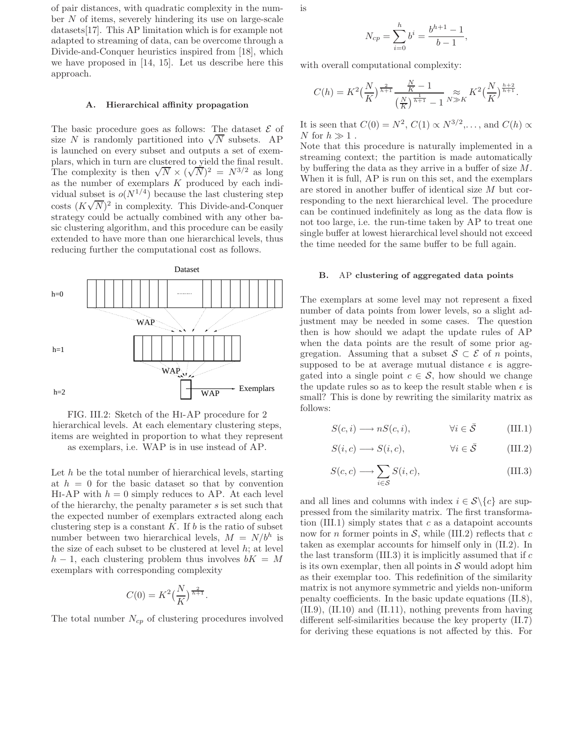of pair distances, with quadratic complexity in the number $N$ of items, severely hindering its use on large-scale datasets[17]. This AP limitation which is for example not adapted to streaming of data, can be overcome through a Divide-and-Conquer heuristics inspired from [18], which we have proposed in [14, 15]. Let us describe here this approach.

### A. Hierarchical affinity propagation

The basic procedure goes as follows: The dataset $\mathcal{E}$ of size $N$ is randomly partitioned into $\sqrt{N}$ subsets. AP is launched on every subset and outputs a set of exemplars, which in turn are clustered to yield the final result. The complexity is then $\sqrt{N} \times (\sqrt{N})^2 = N^{3/2}$ as long as the number of exemplars $K$ produced by each individual subset is $o(N^{1/4})$ because the last clustering step costs $(K\sqrt{N})^2$ in complexity. This Divide-and-Conquer strategy could be actually combined with any other basic clustering algorithm, and this procedure can be easily extended to have more than one hierarchical levels, thus reducing further the computational cost as follows.

FIG. III.2: Sketch of the Hi-AP procedure for 2 hierarchical levels. At each elementary clustering steps, items are weighted in proportion to what they represent as exemplars, i.e. WAP is in use instead of AP.

Let $h$ be the total number of hierarchical levels, starting at $h = 0$ for the basic dataset so that by convention Hi-AP with $h = 0$ simply reduces to AP. At each level of the hierarchy, the penalty parameter $s$ is set such that the expected number of exemplars extracted along each clustering step is a constant $K$. If $b$ is the ratio of subset number between two hierarchical levels, $M = N/b^h$ is the size of each subset to be clustered at level $h$; at level $h-1$, each clustering problem thus involves $bK = M$ exemplars with corresponding complexity

$$C(0) = K^2\big(\frac{N}{K}\big)^{\frac{2}{h+1}}.$$

The total number $N_{cp}$ of clustering procedures involved is

$$N_{cp} = \sum_{i=0}^{h} b^i = \frac{b^{h+1}-1}{b-1},$$

with overall computational complexity:

$$C(h) = K^2\big(\frac{N}{K}\big)^{\frac{2}{h+1}} \frac{\frac{N}{K}-1}{\big(\frac{N}{K}\big)^{\frac{1}{h+1}}-1} \underset{N \gg K}{\approx} K^2\big(\frac{N}{K}\big)^{\frac{h+2}{h+1}}.$$

It is seen that $C(0) = N^2$, $C(1) \propto N^{3/2}$,..., and $C(h) \propto N$ for $h \gg 1$.

Note that this procedure is naturally implemented in a streaming context; the partition is made automatically by buffering the data as they arrive in a buffer of size $M$. When it is full, AP is run on this set, and the exemplars are stored in another buffer of identical size $M$ but corresponding to the next hierarchical level. The procedure can be continued indefinitely as long as the data flow is not too large, i.e. the run-time taken by AP to treat one single buffer at lowest hierarchical level should not exceed the time needed for the same buffer to be full again.

### B. AP clustering of aggregated data points

The exemplars at some level may not represent a fixed number of data points from lower levels, so a slight adjustment may be needed in some cases. The question then is how should we adapt the update rules of AP when the data points are the result of some prior aggregation. Assuming that a subset $\mathcal{S} \subset \mathcal{E}$ of $n$ points, supposed to be at average mutual distance $\epsilon$ is aggregated into a single point $c \in \mathcal{S}$, how should we change the update rules so as to keep the result stable when $\epsilon$ is small? This is done by rewriting the similarity matrix as follows:

$$S(c,i) \longrightarrow nS(c,i), \qquad \forall i \in \bar{\mathcal{S}} \tag{III.1}$$

$$S(i,c) \longrightarrow S(i,c), \qquad \forall i \in \bar{\mathcal{S}} \tag{III.2}$$

$$S(c,c) \longrightarrow \sum_{i\in\mathcal{S}} S(i,c), \tag{III.3}$$

and all lines and columns with index $i \in \mathcal{S}\backslash\{c\}$ are suppressed from the similarity matrix. The first transformation (III.1) simply states that $c$ as a datapoint accounts now for $n$ former points in $\mathcal{S}$, while (III.2) reflects that $c$ taken as exemplar accounts for himself only in (II.2). In the last transform (III.3) it is implicitly assumed that if $c$ is its own exemplar, then all points in $\mathcal{S}$ would adopt him as their exemplar too. This redefinition of the similarity matrix is not anymore symmetric and yields non-uniform penalty coefficients. In the basic update equations (II.8), (II.9), (II.10) and (II.11), nothing prevents from having different self-similarities because the key property (II.7) for deriving these equations is not affected by this. For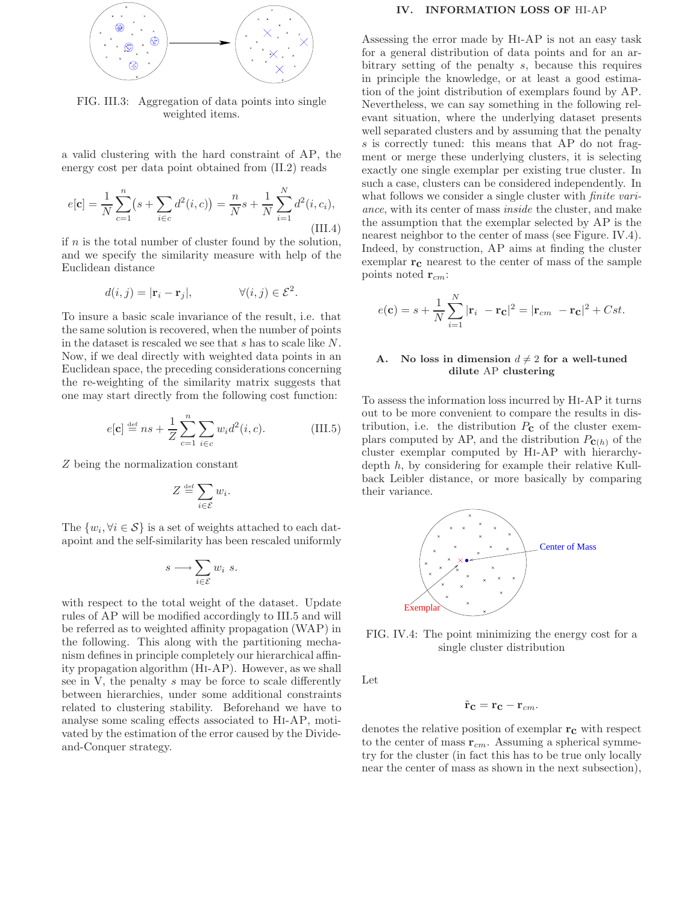FIG. III.3: Aggregation of data points into single weighted items.

a valid clustering with the hard constraint of AP, the energy cost per data point obtained from (II.2) reads

$$e[\mathbf{c}] = \frac{1}{N}\sum_{c=1}^{n}\bigl(s + \sum_{i\in c} d^2(i,c)\bigr) = \frac{n}{N}s + \frac{1}{N}\sum_{i=1}^{N} d^2(i,c_i), \tag{III.4}$$

if $n$ is the total number of cluster found by the solution, and we specify the similarity measure with help of the Euclidean distance

$$d(i,j) = |\mathbf{r}_i - \mathbf{r}_j|, \qquad \forall (i,j)\in\mathcal{E}^2.$$

To insure a basic scale invariance of the result, i.e. that the same solution is recovered, when the number of points in the dataset is rescaled we see that $s$ has to scale like $N$. Now, if we deal directly with weighted data points in an Euclidean space, the preceding considerations concerning the re-weighting of the similarity matrix suggests that one may start directly from the following cost function:

$$e[\mathbf{c}] \stackrel{\text{def}}{=} ns + \frac{1}{Z}\sum_{c=1}^{n}\sum_{i\in c} w_i d^2(i,c). \tag{III.5}$$

$Z$ being the normalization constant

$$Z \stackrel{\text{def}}{=} \sum_{i\in\mathcal{E}} w_i.$$

The $\{w_i, \forall i\in\mathcal{S}\}$ is a set of weights attached to each datapoint and the self-similarity has been rescaled uniformly

$$s \longrightarrow \sum_{i\in\mathcal{E}} w_i\ s.$$

with respect to the total weight of the dataset. Update rules of AP will be modified accordingly to III.5 and will be referred as to weighted affinity propagation (WAP) in the following. This along with the partitioning mechanism defines in principle completely our hierarchical affinity propagation algorithm (Hi-AP). However, as we shall see in V, the penalty $s$ may be force to scale differently between hierarchies, under some additional constraints related to clustering stability. Beforehand we have to analyse some scaling effects associated to Hi-AP, motivated by the estimation of the error caused by the Divide-and-Conquer strategy.

## IV. INFORMATION LOSS OF Hi-AP

Assessing the error made by Hi-AP is not an easy task for a general distribution of data points and for an arbitrary setting of the penalty $s$, because this requires in principle the knowledge, or at least a good estimation of the joint distribution of exemplars found by AP. Nevertheless, we can say something in the following relevant situation, where the underlying dataset presents well separated clusters and by assuming that the penalty $s$ is correctly tuned: this means that AP do not fragment or merge these underlying clusters, it is selecting exactly one single exemplar per existing true cluster. In such a case, clusters can be considered independently. In what follows we consider a single cluster with *finite variance*, with its center of mass *inside* the cluster, and make the assumption that the exemplar selected by AP is the nearest neighbor to the center of mass (see Figure. IV.4). Indeed, by construction, AP aims at finding the cluster exemplar $\mathbf{r_c}$ nearest to the center of mass of the sample points noted $\mathbf{r}_{cm}$:

$$e(\mathbf{c}) = s + \frac{1}{N}\sum_{i=1}^{N}|\mathbf{r}_i - \mathbf{r_c}|^2 = |\mathbf{r}_{cm} - \mathbf{r_c}|^2 + Cst.$$

### A. No loss in dimension $d \neq 2$ for a well-tuned dilute AP clustering

To assess the information loss incurred by Hi-AP it turns out to be more convenient to compare the results in distribution, i.e. the distribution $P_\mathbf{c}$ of the cluster exemplars computed by AP, and the distribution $P_{\mathbf{c}(h)}$ of the cluster exemplar computed by Hi-AP with hierarchy-depth $h$, by considering for example their relative Kullback Leibler distance, or more basically by comparing their variance.

FIG. IV.4: The point minimizing the energy cost for a single cluster distribution

Let

$$\tilde{\mathbf{r}}_\mathbf{c} = \mathbf{r_c} - \mathbf{r}_{cm}.$$

denotes the relative position of exemplar $\mathbf{r_c}$ with respect to the center of mass $\mathbf{r}_{cm}$. Assuming a spherical symmetry for the cluster (in fact this has to be true only locally near the center of mass as shown in the next subsection),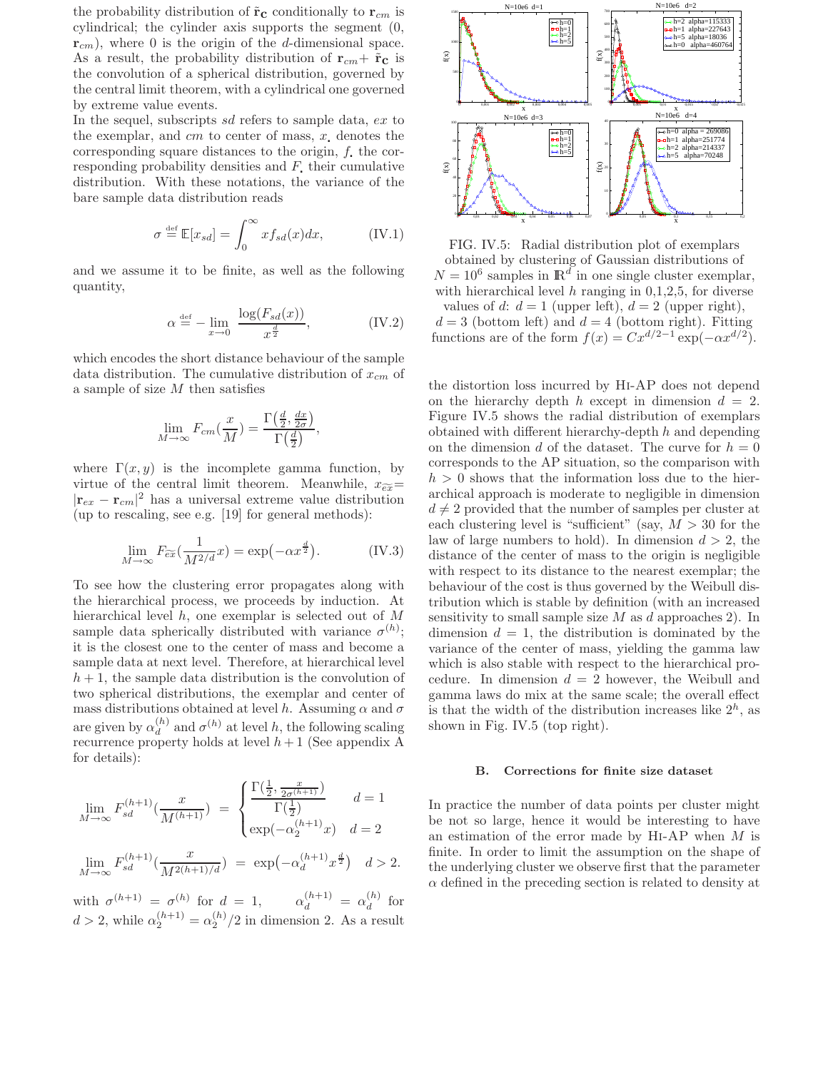the probability distribution of $\tilde{\mathbf{r}}_{\mathbf{C}}$ conditionally to $\mathbf{r}_{cm}$ is cylindrical; the cylinder axis supports the segment (0, $\mathbf{r}_{cm}$), where 0 is the origin of the $d$-dimensional space. As a result, the probability distribution of $\mathbf{r}_{cm}+\tilde{\mathbf{r}}_{\mathbf{C}}$ is the convolution of a spherical distribution, governed by the central limit theorem, with a cylindrical one governed by extreme value events.

In the sequel, subscripts $sd$ refers to sample data, $ex$ to the exemplar, and $cm$ to center of mass, $x_.$ denotes the corresponding square distances to the origin, $f_.$ the corresponding probability densities and $F_.$ their cumulative distribution. With these notations, the variance of the bare sample data distribution reads

$$\sigma \stackrel{\text{def}}{=} \mathbb{E}[x_{sd}] = \int_0^\infty x f_{sd}(x) dx, \tag{IV.1}$$

and we assume it to be finite, as well as the following quantity,

$$\alpha \stackrel{\text{def}}{=} -\lim_{x\to 0} \frac{\log(F_{sd}(x))}{x^{\frac{d}{2}}}, \tag{IV.2}$$

which encodes the short distance behaviour of the sample data distribution. The cumulative distribution of $x_{cm}$ of a sample of size $M$ then satisfies

$$\lim_{M\to\infty} F_{cm}\left(\frac{x}{M}\right) = \frac{\Gamma\left(\frac{d}{2}, \frac{dx}{2\sigma}\right)}{\Gamma\left(\frac{d}{2}\right)},$$

where $\Gamma(x, y)$ is the incomplete gamma function, by virtue of the central limit theorem. Meanwhile, $x_{\widetilde{ex}} = |\mathbf{r}_{ex} - \mathbf{r}_{cm}|^2$ has a universal extreme value distribution (up to rescaling, see e.g. [19] for general methods):

$$\lim_{M\to\infty} F_{\widetilde{ex}}\left(\frac{1}{M^{2/d}} x\right) = \exp\left(-\alpha x^{\frac{d}{2}}\right). \tag{IV.3}$$

To see how the clustering error propagates along with the hierarchical process, we proceeds by induction. At hierarchical level $h$, one exemplar is selected out of $M$ sample data spherically distributed with variance $\sigma^{(h)}$; it is the closest one to the center of mass and become a sample data at next level. Therefore, at hierarchical level $h+1$, the sample data distribution is the convolution of two spherical distributions, the exemplar and center of mass distributions obtained at level $h$. Assuming $\alpha$ and $\sigma$ are given by $\alpha_d^{(h)}$ and $\sigma^{(h)}$ at level $h$, the following scaling recurrence property holds at level $h+1$ (See appendix A for details):

$$\lim_{M\to\infty} F_{sd}^{(h+1)}\left(\frac{x}{M^{(h+1)}}\right) = \begin{cases} \dfrac{\Gamma\left(\frac{1}{2}, \frac{x}{2\sigma^{(h+1)}}\right)}{\Gamma\left(\frac{1}{2}\right)} & d = 1 \\ \exp\left(-\alpha_2^{(h+1)} x\right) & d = 2 \end{cases}$$

$$\lim_{M\to\infty} F_{sd}^{(h+1)}\left(\frac{x}{M^{2(h+1)/d}}\right) = \exp\left(-\alpha_d^{(h+1)} x^{\frac{d}{2}}\right) \quad d > 2.$$

with $\sigma^{(h+1)} = \sigma^{(h)}$ for $d = 1$, $\alpha_d^{(h+1)} = \alpha_d^{(h)}$ for $d > 2$, while $\alpha_2^{(h+1)} = \alpha_2^{(h)}/2$ in dimension 2. As a result the distortion loss incurred by Hi-AP does not depend on the hierarchy depth $h$ except in dimension $d = 2$. Figure IV.5 shows the radial distribution of exemplars obtained with different hierarchy-depth $h$ and depending on the dimension $d$ of the dataset. The curve for $h = 0$ corresponds to the AP situation, so the comparison with $h > 0$ shows that the information loss due to the hierarchical approach is moderate to negligible in dimension $d \neq 2$ provided that the number of samples per cluster at each clustering level is "sufficient" (say, $M > 30$ for the law of large numbers to hold). In dimension $d > 2$, the distance of the center of mass to the origin is negligible with respect to its distance to the nearest exemplar; the behaviour of the cost is thus governed by the Weibull distribution which is stable by definition (with an increased sensitivity to small sample size $M$ as $d$ approaches 2). In dimension $d = 1$, the distribution is dominated by the variance of the center of mass, yielding the gamma law which is also stable with respect to the hierarchical procedure. In dimension $d = 2$ however, the Weibull and gamma laws do mix at the same scale; the overall effect is that the width of the distribution increases like $2^h$, as shown in Fig. IV.5 (top right).

FIG. IV.5: Radial distribution plot of exemplars obtained by clustering of Gaussian distributions of $N = 10^6$ samples in $\mathbb{R}^d$ in one single cluster exemplar, with hierarchical level $h$ ranging in 0,1,2,5, for diverse values of $d$: $d = 1$ (upper left), $d = 2$ (upper right), $d = 3$ (bottom left) and $d = 4$ (bottom right). Fitting functions are of the form $f(x) = Cx^{d/2-1}\exp(-\alpha x^{d/2})$.

## B. Corrections for finite size dataset

In practice the number of data points per cluster might be not so large, hence it would be interesting to have an estimation of the error made by Hi-AP when $M$ is finite. In order to limit the assumption on the shape of the underlying cluster we observe first that the parameter $\alpha$ defined in the preceding section is related to density at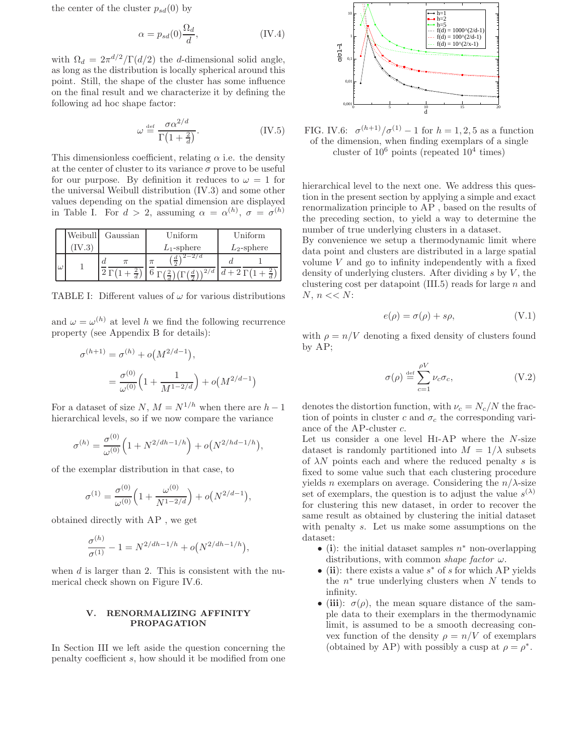the center of the cluster $p_{sd}(0)$ by

$$\alpha = p_{sd}(0)\frac{\Omega_d}{d}, \tag{IV.4}$$

with $\Omega_d = 2\pi^{d/2}/\Gamma(d/2)$ the $d$-dimensional solid angle, as long as the distribution is locally spherical around this point. Still, the shape of the cluster has some influence on the final result and we characterize it by defining the following ad hoc shape factor:

$$\omega \stackrel{\text{def}}{=} \frac{\sigma\alpha^{2/d}}{\Gamma\big(1+\frac{2}{d}\big)}. \tag{IV.5}$$

This dimensionless coefficient, relating $\alpha$ i.e. the density at the center of cluster to its variance $\sigma$ prove to be useful for our purpose. By definition it reduces to $\omega = 1$ for the universal Weibull distribution (IV.3) and some other values depending on the spatial dimension are displayed in Table I. For $d > 2$, assuming $\alpha = \alpha^{(h)}$, $\sigma = \sigma^{(h)}$

| | Weibull (IV.3) | Gaussian | Uniform $L_1$-sphere | Uniform $L_2$-sphere |
|---|---|---|---|---|
| $\omega$ | 1 | $\frac{d}{2}\frac{\pi}{\Gamma\big(1+\frac{2}{d}\big)}$ | $\frac{\pi}{6}\frac{\big(\frac{d}{2}\big)^{2-2/d}}{\Gamma\big(\frac{2}{d}\big)\big(\Gamma\big(\frac{d}{2}\big)\big)^{2/d}}$ | $\frac{d}{d+2}\frac{1}{\Gamma\big(1+\frac{2}{d}\big)}$ |

TABLE I: Different values of $\omega$ for various distributions

and $\omega = \omega^{(h)}$ at level $h$ we find the following recurrence property (see Appendix B for details):

$$\begin{aligned}\sigma^{(h+1)} &= \sigma^{(h)} + o\big(M^{2/d-1}\big), \\ &= \frac{\sigma^{(0)}}{\omega^{(0)}}\Big(1+\frac{1}{M^{1-2/d}}\Big) + o\big(M^{2/d-1}\big)\end{aligned}$$

For a dataset of size $N$, $M = N^{1/h}$ when there are $h-1$ hierarchical levels, so if we now compare the variance

$$\sigma^{(h)} = \frac{\sigma^{(0)}}{\omega^{(0)}}\Big(1+N^{2/dh-1/h}\Big) + o\big(N^{2/hd-1/h}\big),$$

of the exemplar distribution in that case, to

$$\sigma^{(1)} = \frac{\sigma^{(0)}}{\omega^{(0)}}\Big(1+\frac{\omega^{(0)}}{N^{1-2/d}}\Big) + o\big(N^{2/d-1}\big),$$

obtained directly with AP , we get

$$\frac{\sigma^{(h)}}{\sigma^{(1)}} - 1 = N^{2/dh-1/h} + o\big(N^{2/dh-1/h}\big),$$

when $d$ is larger than 2. This is consistent with the numerical check shown on Figure IV.6.

FIG. IV.6: $\sigma^{(h+1)}/\sigma^{(1)} - 1$ for $h = 1, 2, 5$ as a function of the dimension, when finding exemplars of a single cluster of $10^6$ points (repeated $10^4$ times)

## V. RENORMALIZING AFFINITY PROPAGATION

In Section III we left aside the question concerning the penalty coefficient $s$, how should it be modified from one hierarchical level to the next one. We address this question in the present section by applying a simple and exact renormalization principle to AP , based on the results of the preceding section, to yield a way to determine the number of true underlying clusters in a dataset.

By convenience we setup a thermodynamic limit where data point and clusters are distributed in a large spatial volume $V$ and go to infinity independently with a fixed density of underlying clusters. After dividing $s$ by $V$, the clustering cost per datapoint (III.5) reads for large $n$ and $N$, $n << N$:

$$e(\rho) = \sigma(\rho) + s\rho, \tag{V.1}$$

with $\rho = n/V$ denoting a fixed density of clusters found by AP;

$$\sigma(\rho) \stackrel{\text{def}}{=} \sum_{c=1}^{\rho V} \nu_c \sigma_c, \tag{V.2}$$

denotes the distortion function, with $\nu_c = N_c/N$ the fraction of points in cluster $c$ and $\sigma_c$ the corresponding variance of the AP-cluster $c$.

Let us consider a one level HI-AP where the $N$-size dataset is randomly partitioned into $M = 1/\lambda$ subsets of $\lambda N$ points each and where the reduced penalty $s$ is fixed to some value such that each clustering procedure yields $n$ exemplars on average. Considering the $n/\lambda$-size set of exemplars, the question is to adjust the value $s^{(\lambda)}$ for clustering this new dataset, in order to recover the same result as obtained by clustering the initial dataset with penalty $s$. Let us make some assumptions on the dataset:

- (**i**): the initial dataset samples $n^*$ non-overlapping distributions, with common *shape factor* $\omega$.
- (**ii**): there exists a value $s^*$ of $s$ for which AP yields the $n^*$ true underlying clusters when $N$ tends to infinity.
- (**iii**): $\sigma(\rho)$, the mean square distance of the sample data to their exemplars in the thermodynamic limit, is assumed to be a smooth decreasing convex function of the density $\rho = n/V$ of exemplars (obtained by AP) with possibly a cusp at $\rho = \rho^*$.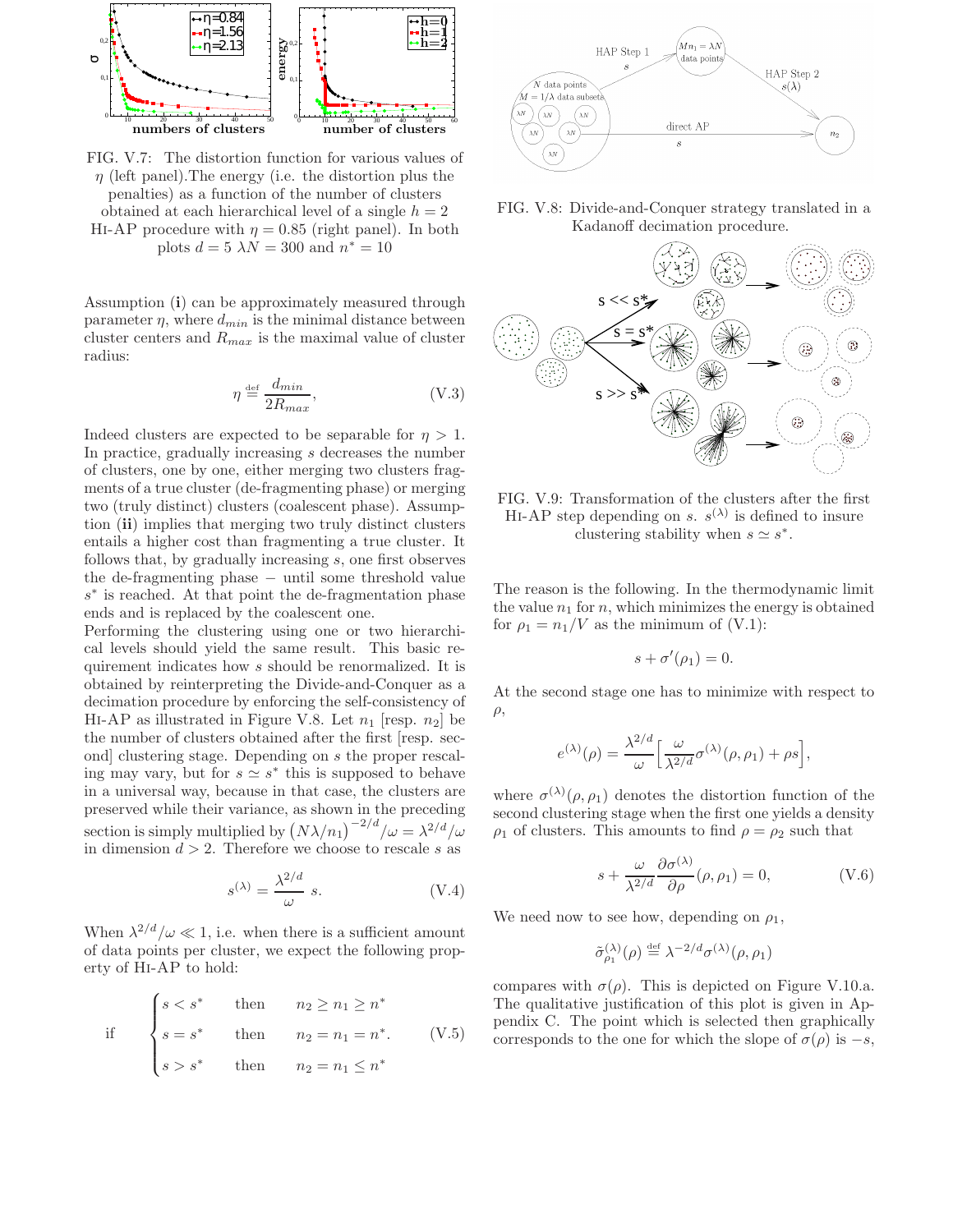FIG. V.7: The distortion function for various values of $\eta$ (left panel).The energy (i.e. the distortion plus the penalties) as a function of the number of clusters obtained at each hierarchical level of a single $h = 2$ HI-AP procedure with $\eta = 0.85$ (right panel). In both plots $d = 5$ $\lambda N = 300$ and $n^* = 10$

Assumption (**i**) can be approximately measured through parameter $\eta$, where $d_{min}$ is the minimal distance between cluster centers and $R_{max}$ is the maximal value of cluster radius:

$$\eta \stackrel{\text{def}}{=} \frac{d_{min}}{2R_{max}}, \tag{V.3}$$

Indeed clusters are expected to be separable for $\eta > 1$. In practice, gradually increasing $s$ decreases the number of clusters, one by one, either merging two clusters fragments of a true cluster (de-fragmenting phase) or merging two (truly distinct) clusters (coalescent phase). Assumption (**ii**) implies that merging two truly distinct clusters entails a higher cost than fragmenting a true cluster. It follows that, by gradually increasing $s$, one first observes the de-fragmenting phase − until some threshold value $s^*$ is reached. At that point the de-fragmentation phase ends and is replaced by the coalescent one.

Performing the clustering using one or two hierarchical levels should yield the same result. This basic requirement indicates how $s$ should be renormalized. It is obtained by reinterpreting the Divide-and-Conquer as a decimation procedure by enforcing the self-consistency of HI-AP as illustrated in Figure V.8. Let $n_1$ [resp. $n_2$] be the number of clusters obtained after the first [resp. second] clustering stage. Depending on $s$ the proper rescaling may vary, but for $s \simeq s^*$ this is supposed to behave in a universal way, because in that case, the clusters are preserved while their variance, as shown in the preceding section is simply multiplied by $\left(N\lambda/n_1\right)^{-2/d}/\omega = \lambda^{2/d}/\omega$ in dimension $d > 2$. Therefore we choose to rescale $s$ as

$$s^{(\lambda)} = \frac{\lambda^{2/d}}{\omega}\, s. \tag{V.4}$$

When $\lambda^{2/d}/\omega \ll 1$, i.e. when there is a sufficient amount of data points per cluster, we expect the following property of HI-AP to hold:

$$\text{if} \quad \begin{cases} s < s^* & \text{then} \quad n_2 \geq n_1 \geq n^* \\ s = s^* & \text{then} \quad n_2 = n_1 = n^*. \\ s > s^* & \text{then} \quad n_2 = n_1 \leq n^* \end{cases} \tag{V.5}$$

FIG. V.8: Divide-and-Conquer strategy translated in a Kadanoff decimation procedure.

FIG. V.9: Transformation of the clusters after the first HI-AP step depending on $s$. $s^{(\lambda)}$ is defined to insure clustering stability when $s \simeq s^*$.

The reason is the following. In the thermodynamic limit the value $n_1$ for $n$, which minimizes the energy is obtained for $\rho_1 = n_1/V$ as the minimum of (V.1):

$$s + \sigma'(\rho_1) = 0.$$

At the second stage one has to minimize with respect to $\rho$,

$$e^{(\lambda)}(\rho) = \frac{\lambda^{2/d}}{\omega}\Big[\frac{\omega}{\lambda^{2/d}}\sigma^{(\lambda)}(\rho,\rho_1) + \rho s\Big],$$

where $\sigma^{(\lambda)}(\rho,\rho_1)$ denotes the distortion function of the second clustering stage when the first one yields a density $\rho_1$ of clusters. This amounts to find $\rho = \rho_2$ such that

$$s + \frac{\omega}{\lambda^{2/d}}\frac{\partial\sigma^{(\lambda)}}{\partial\rho}(\rho,\rho_1) = 0, \tag{V.6}$$

We need now to see how, depending on $\rho_1$,

$$\tilde{\sigma}^{(\lambda)}_{\rho_1}(\rho) \stackrel{\text{def}}{=} \lambda^{-2/d}\sigma^{(\lambda)}(\rho,\rho_1)$$

compares with $\sigma(\rho)$. This is depicted on Figure V.10.a. The qualitative justification of this plot is given in Appendix C. The point which is selected then graphically corresponds to the one for which the slope of $\sigma(\rho)$ is $-s$,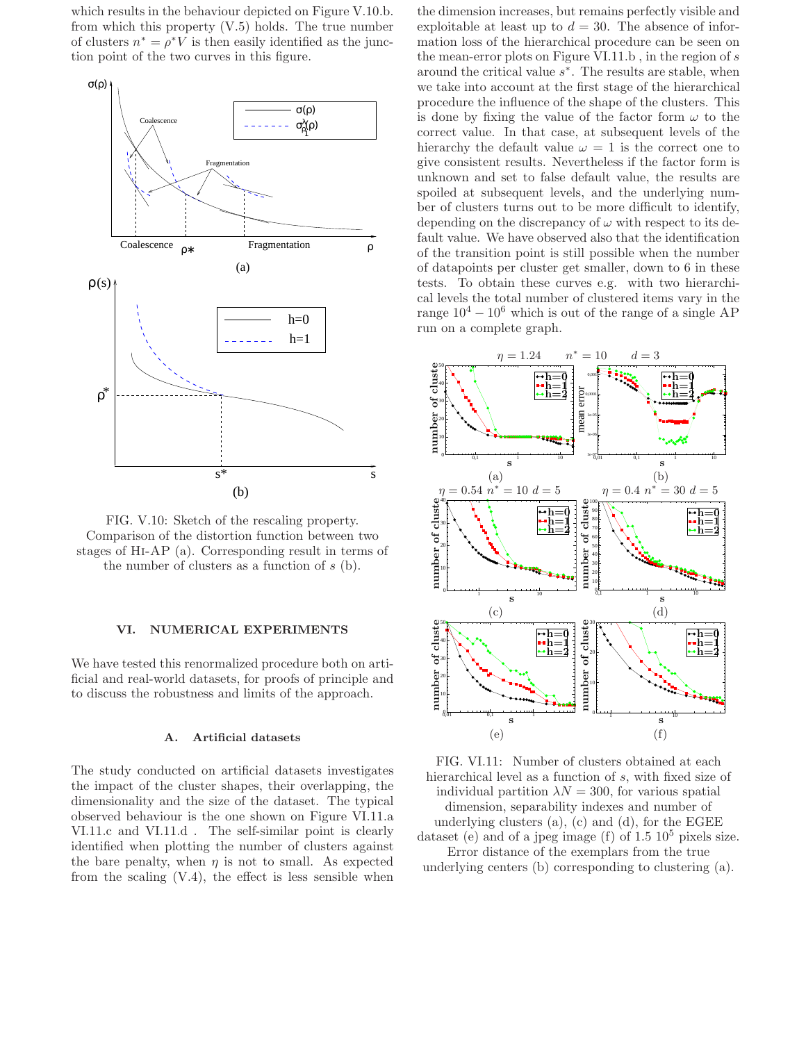which results in the behaviour depicted on Figure V.10.b. from which this property (V.5) holds. The true number of clusters $n^* = \rho^* V$ is then easily identified as the junction point of the two curves in this figure.

FIG. V.10: Sketch of the rescaling property. Comparison of the distortion function between two stages of Hi-AP (a). Corresponding result in terms of the number of clusters as a function of $s$ (b).

## VI. NUMERICAL EXPERIMENTS

We have tested this renormalized procedure both on artificial and real-world datasets, for proofs of principle and to discuss the robustness and limits of the approach.

### A. Artificial datasets

The study conducted on artificial datasets investigates the impact of the cluster shapes, their overlapping, the dimensionality and the size of the dataset. The typical observed behaviour is the one shown on Figure VI.11.a VI.11.c and VI.11.d . The self-similar point is clearly identified when plotting the number of clusters against the bare penalty, when $\eta$ is not to small. As expected from the scaling (V.4), the effect is less sensible when the dimension increases, but remains perfectly visible and exploitable at least up to $d = 30$. The absence of information loss of the hierarchical procedure can be seen on the mean-error plots on Figure VI.11.b , in the region of $s$ around the critical value $s^*$. The results are stable, when we take into account at the first stage of the hierarchical procedure the influence of the shape of the clusters. This is done by fixing the value of the factor form $\omega$ to the correct value. In that case, at subsequent levels of the hierarchy the default value $\omega = 1$ is the correct one to give consistent results. Nevertheless if the factor form is unknown and set to false default value, the results are spoiled at subsequent levels, and the underlying number of clusters turns out to be more difficult to identify, depending on the discrepancy of $\omega$ with respect to its default value. We have observed also that the identification of the transition point is still possible when the number of datapoints per cluster get smaller, down to 6 in these tests. To obtain these curves e.g. with two hierarchical levels the total number of clustered items vary in the range $10^4 - 10^6$ which is out of the range of a single AP run on a complete graph.

FIG. VI.11: Number of clusters obtained at each hierarchical level as a function of $s$, with fixed size of individual partition $\lambda N = 300$, for various spatial dimension, separability indexes and number of underlying clusters (a), (c) and (d), for the EGEE dataset (e) and of a jpeg image (f) of 1.5 $10^5$ pixels size. Error distance of the exemplars from the true underlying centers (b) corresponding to clustering (a).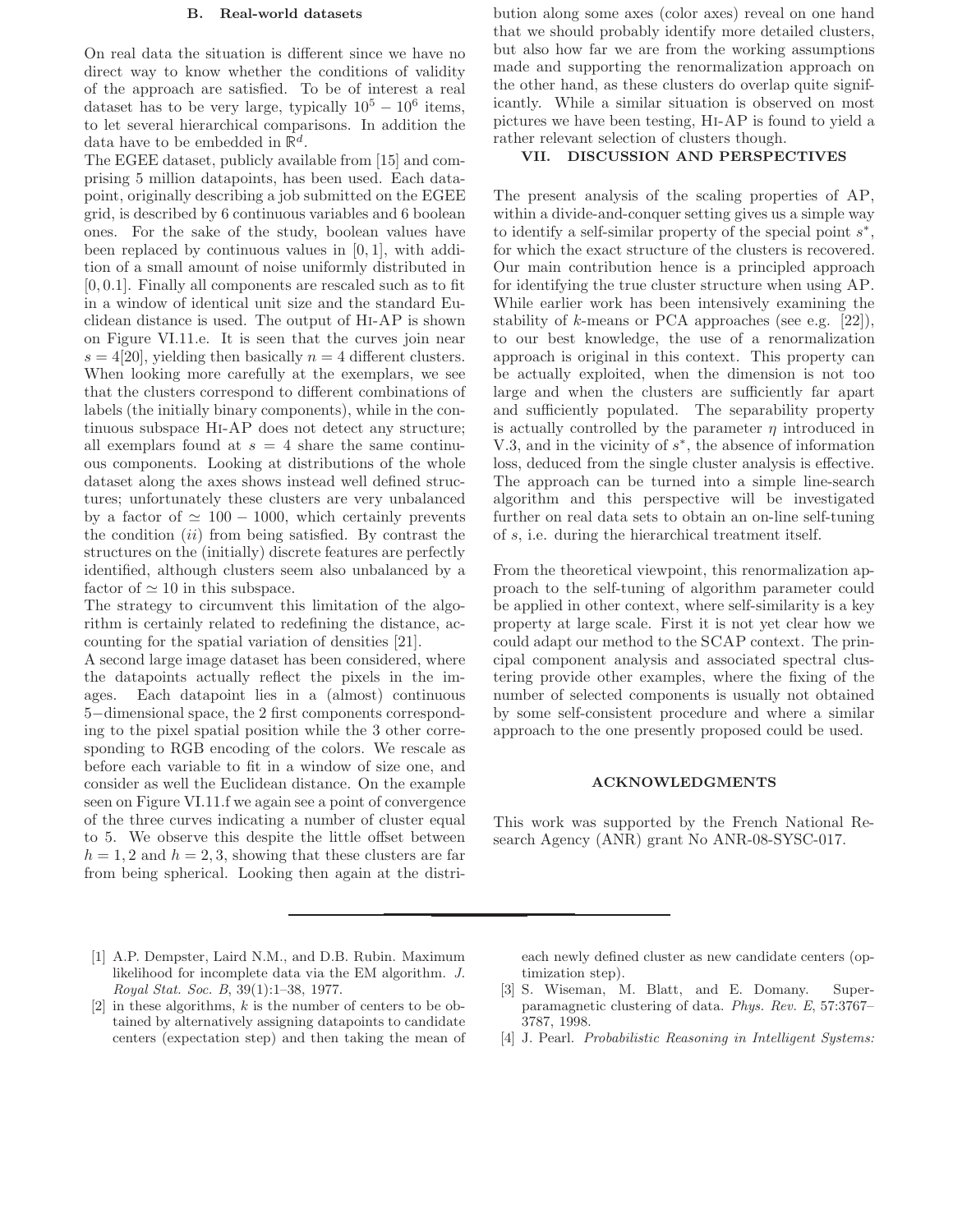### B. Real-world datasets

On real data the situation is different since we have no direct way to know whether the conditions of validity of the approach are satisfied. To be of interest a real dataset has to be very large, typically $10^5 - 10^6$ items, to let several hierarchical comparisons. In addition the data have to be embedded in $\mathbb{R}^d$.

The EGEE dataset, publicly available from [15] and comprising 5 million datapoints, has been used. Each datapoint, originally describing a job submitted on the EGEE grid, is described by 6 continuous variables and 6 boolean ones. For the sake of the study, boolean values have been replaced by continuous values in $[0, 1]$, with addition of a small amount of noise uniformly distributed in $[0, 0.1]$. Finally all components are rescaled such as to fit in a window of identical unit size and the standard Euclidean distance is used. The output of Hi-AP is shown on Figure VI.11.e. It is seen that the curves join near $s = 4$[20], yielding then basically $n = 4$ different clusters. When looking more carefully at the exemplars, we see that the clusters correspond to different combinations of labels (the initially binary components), while in the continuous subspace Hi-AP does not detect any structure; all exemplars found at $s = 4$ share the same continuous components. Looking at distributions of the whole dataset along the axes shows instead well defined structures; unfortunately these clusters are very unbalanced by a factor of $\simeq 100 - 1000$, which certainly prevents the condition $(ii)$ from being satisfied. By contrast the structures on the (initially) discrete features are perfectly identified, although clusters seem also unbalanced by a factor of $\simeq 10$ in this subspace.

The strategy to circumvent this limitation of the algorithm is certainly related to redefining the distance, accounting for the spatial variation of densities [21].

A second large image dataset has been considered, where the datapoints actually reflect the pixels in the images. Each datapoint lies in a (almost) continuous $5-$dimensional space, the 2 first components corresponding to the pixel spatial position while the 3 other corresponding to RGB encoding of the colors. We rescale as before each variable to fit in a window of size one, and consider as well the Euclidean distance. On the example seen on Figure VI.11.f we again see a point of convergence of the three curves indicating a number of cluster equal to 5. We observe this despite the little offset between $h = 1, 2$ and $h = 2, 3$, showing that these clusters are far from being spherical. Looking then again at the distribution along some axes (color axes) reveal on one hand that we should probably identify more detailed clusters, but also how far we are from the working assumptions made and supporting the renormalization approach on the other hand, as these clusters do overlap quite significantly. While a similar situation is observed on most pictures we have been testing, Hi-AP is found to yield a rather relevant selection of clusters though.

## VII. DISCUSSION AND PERSPECTIVES

The present analysis of the scaling properties of AP, within a divide-and-conquer setting gives us a simple way to identify a self-similar property of the special point $s^*$, for which the exact structure of the clusters is recovered. Our main contribution hence is a principled approach for identifying the true cluster structure when using AP. While earlier work has been intensively examining the stability of $k$-means or PCA approaches (see e.g. [22]), to our best knowledge, the use of a renormalization approach is original in this context. This property can be actually exploited, when the dimension is not too large and when the clusters are sufficiently far apart and sufficiently populated. The separability property is actually controlled by the parameter $\eta$ introduced in V.3, and in the vicinity of $s^*$, the absence of information loss, deduced from the single cluster analysis is effective. The approach can be turned into a simple line-search algorithm and this perspective will be investigated further on real data sets to obtain an on-line self-tuning of $s$, i.e. during the hierarchical treatment itself.

From the theoretical viewpoint, this renormalization approach to the self-tuning of algorithm parameter could be applied in other context, where self-similarity is a key property at large scale. First it is not yet clear how we could adapt our method to the SCAP context. The principal component analysis and associated spectral clustering provide other examples, where the fixing of the number of selected components is usually not obtained by some self-consistent procedure and where a similar approach to the one presently proposed could be used.

## ACKNOWLEDGMENTS

This work was supported by the French National Research Agency (ANR) grant No ANR-08-SYSC-017.

---

[1] A.P. Dempster, Laird N.M., and D.B. Rubin. Maximum likelihood for incomplete data via the EM algorithm. *J. Royal Stat. Soc. B*, 39(1):1–38, 1977.

[2] in these algorithms, $k$ is the number of centers to be obtained by alternatively assigning datapoints to candidate centers (expectation step) and then taking the mean of each newly defined cluster as new candidate centers (optimization step).

[3] S. Wiseman, M. Blatt, and E. Domany. Superparamagnetic clustering of data. *Phys. Rev. E*, 57:3767–3787, 1998.

[4] J. Pearl. *Probabilistic Reasoning in Intelligent Systems:*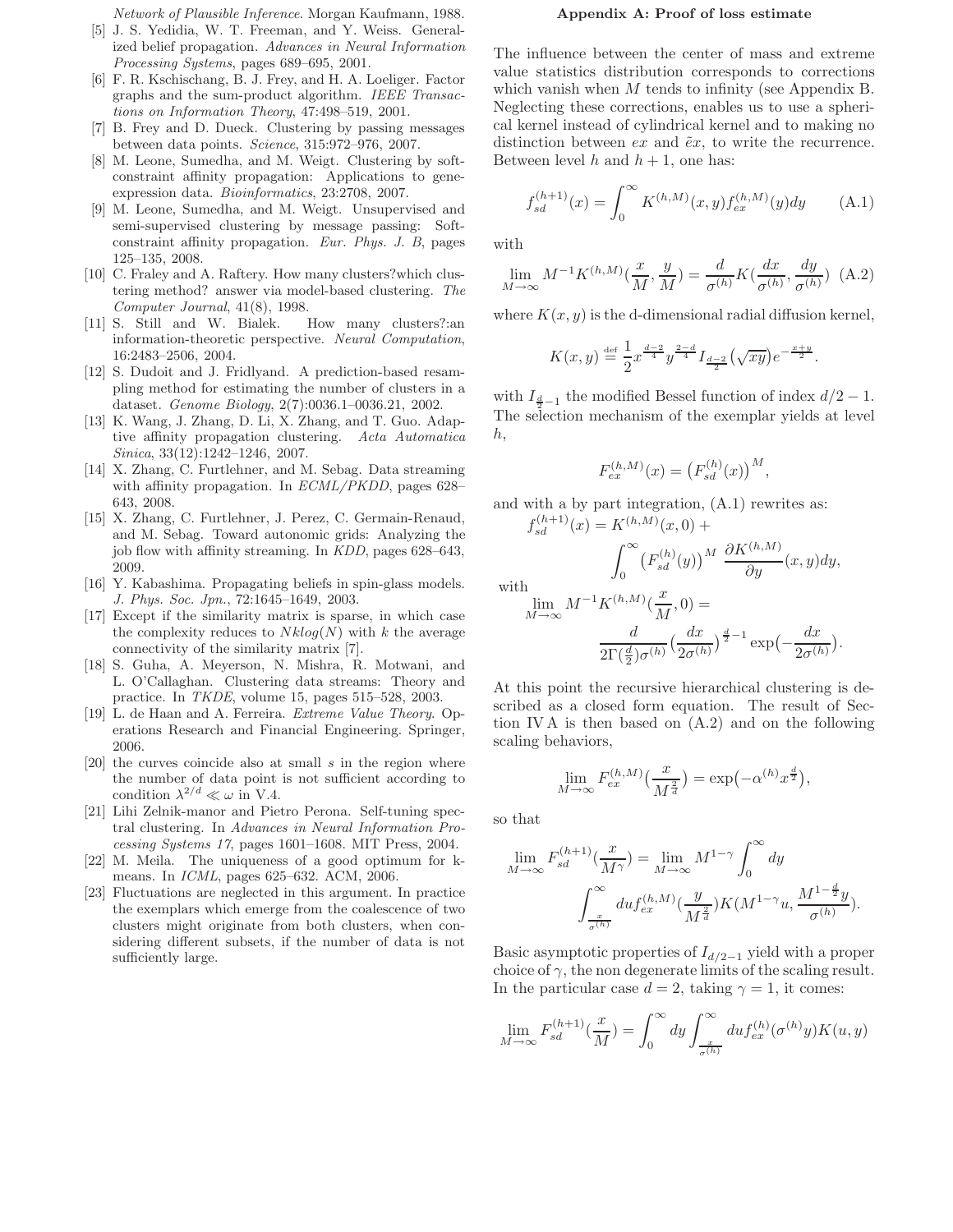Network of Plausible Inference. Morgan Kaufmann, 1988.

[5] J. S. Yedidia, W. T. Freeman, and Y. Weiss. Generalized belief propagation. *Advances in Neural Information Processing Systems*, pages 689–695, 2001.

[6] F. R. Kschischang, B. J. Frey, and H. A. Loeliger. Factor graphs and the sum-product algorithm. *IEEE Transactions on Information Theory*, 47:498–519, 2001.

[7] B. Frey and D. Dueck. Clustering by passing messages between data points. *Science*, 315:972–976, 2007.

[8] M. Leone, Sumedha, and M. Weigt. Clustering by soft-constraint affinity propagation: Applications to gene-expression data. *Bioinformatics*, 23:2708, 2007.

[9] M. Leone, Sumedha, and M. Weigt. Unsupervised and semi-supervised clustering by message passing: Soft-constraint affinity propagation. *Eur. Phys. J. B*, pages 125–135, 2008.

[10] C. Fraley and A. Raftery. How many clusters?which clustering method? answer via model-based clustering. *The Computer Journal*, 41(8), 1998.

[11] S. Still and W. Bialek. How many clusters?:an information-theoretic perspective. *Neural Computation*, 16:2483–2506, 2004.

[12] S. Dudoit and J. Fridlyand. A prediction-based resampling method for estimating the number of clusters in a dataset. *Genome Biology*, 2(7):0036.1–0036.21, 2002.

[13] K. Wang, J. Zhang, D. Li, X. Zhang, and T. Guo. Adaptive affinity propagation clustering. *Acta Automatica Sinica*, 33(12):1242–1246, 2007.

[14] X. Zhang, C. Furtlehner, and M. Sebag. Data streaming with affinity propagation. In *ECML/PKDD*, pages 628–643, 2008.

[15] X. Zhang, C. Furtlehner, J. Perez, C. Germain-Renaud, and M. Sebag. Toward autonomic grids: Analyzing the job flow with affinity streaming. In *KDD*, pages 628–643, 2009.

[16] Y. Kabashima. Propagating beliefs in spin-glass models. *J. Phys. Soc. Jpn.*, 72:1645–1649, 2003.

[17] Except if the similarity matrix is sparse, in which case the complexity reduces to $Nklog(N)$ with $k$ the average connectivity of the similarity matrix [7].

[18] S. Guha, A. Meyerson, N. Mishra, R. Motwani, and L. O'Callaghan. Clustering data streams: Theory and practice. In *TKDE*, volume 15, pages 515–528, 2003.

[19] L. de Haan and A. Ferreira. *Extreme Value Theory*. Operations Research and Financial Engineering. Springer, 2006.

[20] the curves coincide also at small $s$ in the region where the number of data point is not sufficient according to condition $\lambda^{2/d} \ll \omega$ in V.4.

[21] Lihi Zelnik-manor and Pietro Perona. Self-tuning spectral clustering. In *Advances in Neural Information Processing Systems 17*, pages 1601–1608. MIT Press, 2004.

[22] M. Meila. The uniqueness of a good optimum for k-means. In *ICML*, pages 625–632. ACM, 2006.

[23] Fluctuations are neglected in this argument. In practice the exemplars which emerge from the coalescence of two clusters might originate from both clusters, when considering different subsets, if the number of data is not sufficiently large.

## Appendix A: Proof of loss estimate

The influence between the center of mass and extreme value statistics distribution corresponds to corrections which vanish when $M$ tends to infinity (see Appendix B. Neglecting these corrections, enables us to use a spherical kernel instead of cylindrical kernel and to making no distinction between $ex$ and $\tilde{e}x$, to write the recurrence. Between level $h$ and $h+1$, one has:

$$f_{sd}^{(h+1)}(x) = \int_0^\infty K^{(h,M)}(x,y) f_{ex}^{(h,M)}(y)dy \qquad \text{(A.1)}$$

with

$$\lim_{M\to\infty} M^{-1} K^{(h,M)}\left(\frac{x}{M},\frac{y}{M}\right) = \frac{d}{\sigma^{(h)}} K\left(\frac{dx}{\sigma^{(h)}},\frac{dy}{\sigma^{(h)}}\right) \quad \text{(A.2)}$$

where $K(x,y)$ is the d-dimensional radial diffusion kernel,

$$K(x,y) \stackrel{\text{def}}{=} \frac{1}{2} x^{\frac{d-2}{4}} y^{\frac{2-d}{4}} I_{\frac{d-2}{2}}\left(\sqrt{xy}\right) e^{-\frac{x+y}{2}}.$$

with $I_{\frac{d}{2}-1}$ the modified Bessel function of index $d/2-1$. The selection mechanism of the exemplar yields at level $h$,

$$F_{ex}^{(h,M)}(x) = \left(F_{sd}^{(h)}(x)\right)^M,$$

and with a by part integration, (A.1) rewrites as:

$$f_{sd}^{(h+1)}(x) = K^{(h,M)}(x,0) + \int_0^\infty \left(F_{sd}^{(h)}(y)\right)^M \frac{\partial K^{(h,M)}}{\partial y}(x,y)dy,$$

with

$$\lim_{M\to\infty} M^{-1} K^{(h,M)}\left(\frac{x}{M},0\right) = \frac{d}{2\Gamma(\frac{d}{2})\sigma^{(h)}}\left(\frac{dx}{2\sigma^{(h)}}\right)^{\frac{d}{2}-1} \exp\left(-\frac{dx}{2\sigma^{(h)}}\right).$$

At this point the recursive hierarchical clustering is described as a closed form equation. The result of Section IV A is then based on (A.2) and on the following scaling behaviors,

$$\lim_{M\to\infty} F_{ex}^{(h,M)}\left(\frac{x}{M^{\frac{2}{d}}}\right) = \exp\left(-\alpha^{(h)} x^{\frac{d}{2}}\right),$$

so that

$$\lim_{M\to\infty} F_{sd}^{(h+1)}\left(\frac{x}{M^\gamma}\right) = \lim_{M\to\infty} M^{1-\gamma} \int_0^\infty dy \int_{\frac{x}{\sigma^{(h)}}}^\infty du f_{ex}^{(h,M)}\left(\frac{y}{M^{\frac{2}{d}}}\right) K\left(M^{1-\gamma}u, \frac{M^{1-\frac{d}{2}}y}{\sigma^{(h)}}\right).$$

Basic asymptotic properties of $I_{d/2-1}$ yield with a proper choice of $\gamma$, the non degenerate limits of the scaling result. In the particular case $d=2$, taking $\gamma=1$, it comes:

$$\lim_{M\to\infty} F_{sd}^{(h+1)}\left(\frac{x}{M}\right) = \int_0^\infty dy \int_{\frac{x}{\sigma^{(h)}}}^\infty du f_{ex}^{(h)}(\sigma^{(h)} y) K(u,y)$$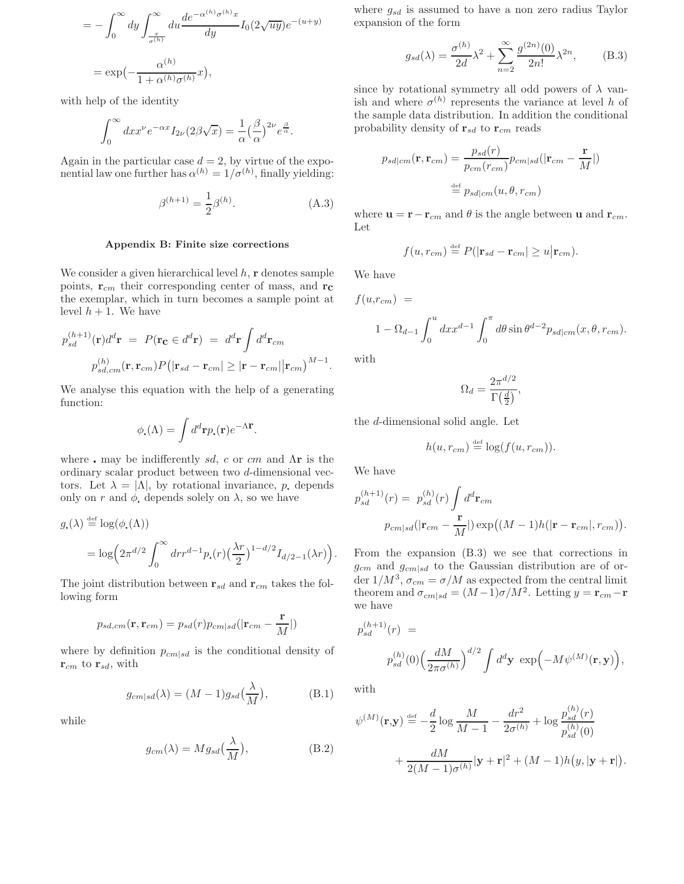$$= -\int_0^\infty dy \int_{\frac{x}{\sigma^{(h)}}}^\infty du \frac{de^{-\alpha^{(h)}\sigma^{(h)}x}}{dy} I_0(2\sqrt{uy})e^{-(u+y)}$$

$$= \exp\big(-\frac{\alpha^{(h)}}{1+\alpha^{(h)}\sigma^{(h)}}x\big),$$

with help of the identity

$$\int_0^\infty dx x^\nu e^{-\alpha x} I_{2\nu}(2\beta\sqrt{x}) = \frac{1}{\alpha}\big(\frac{\beta}{\alpha}\big)^{2\nu} e^{\frac{\beta}{\alpha}}.$$

Again in the particular case $d=2$, by virtue of the exponential law one further has $\alpha^{(h)} = 1/\sigma^{(h)}$, finally yielding:

$$\beta^{(h+1)} = \frac{1}{2}\beta^{(h)}. \tag{A.3}$$

## Appendix B: Finite size corrections

We consider a given hierarchical level $h$, $\mathbf{r}$ denotes sample points, $\mathbf{r}_{cm}$ their corresponding center of mass, and $\mathbf{r_c}$ the exemplar, which in turn becomes a sample point at level $h+1$. We have

$$p_{sd}^{(h+1)}(\mathbf{r})d^d\mathbf{r} = P(\mathbf{r_c} \in d^d\mathbf{r}) = d^d\mathbf{r}\int d^d\mathbf{r}_{cm}$$
$$p_{sd,cm}^{(h)}(\mathbf{r},\mathbf{r}_{cm}) P\big(|\mathbf{r}_{sd}-\mathbf{r}_{cm}| \ge |\mathbf{r}-\mathbf{r}_{cm}|\big|\mathbf{r}_{cm}\big)^{M-1}.$$

We analyse this equation with the help of a generating function:

$$\phi_{.}(\Lambda) = \int d^d\mathbf{r} p_{.}(\mathbf{r})e^{-\Lambda\mathbf{r}}.$$

where $.$ may be indifferently $sd$, $c$ or $cm$ and $\Lambda\mathbf{r}$ is the ordinary scalar product between two $d$-dimensional vectors. Let $\lambda = |\Lambda|$, by rotational invariance, $p_.$ depends only on $r$ and $\phi_.$ depends solely on $\lambda$, so we have

$$g_.(\lambda) \stackrel{\text{def}}{=} \log(\phi_.(\Lambda))$$
$$= \log\Big(2\pi^{d/2}\int_0^\infty dr r^{d-1} p_.(r)\big(\frac{\lambda r}{2}\big)^{1-d/2} I_{d/2-1}(\lambda r)\Big).$$

The joint distribution between $\mathbf{r}_{sd}$ and $\mathbf{r}_{cm}$ takes the following form

$$p_{sd,cm}(\mathbf{r},\mathbf{r}_{cm}) = p_{sd}(r)p_{cm|sd}(|\mathbf{r}_{cm}-\frac{\mathbf{r}}{M}|)$$

where by definition $p_{cm|sd}$ is the conditional density of $\mathbf{r}_{cm}$ to $\mathbf{r}_{sd}$, with

$$g_{cm|sd}(\lambda) = (M-1)g_{sd}\big(\frac{\lambda}{M}\big), \tag{B.1}$$

while

$$g_{cm}(\lambda) = M g_{sd}\big(\frac{\lambda}{M}\big), \tag{B.2}$$

where $g_{sd}$ is assumed to have a non zero radius Taylor expansion of the form

$$g_{sd}(\lambda) = \frac{\sigma^{(h)}}{2d}\lambda^2 + \sum_{n=2}^\infty \frac{g^{(2n)}(0)}{2n!}\lambda^{2n}, \tag{B.3}$$

since by rotational symmetry all odd powers of $\lambda$ vanish and where $\sigma^{(h)}$ represents the variance at level $h$ of the sample data distribution. In addition the conditional probability density of $\mathbf{r}_{sd}$ to $\mathbf{r}_{cm}$ reads

$$p_{sd|cm}(\mathbf{r},\mathbf{r}_{cm}) = \frac{p_{sd}(r)}{p_{cm}(r_{cm})}p_{cm|sd}(|\mathbf{r}_{cm}-\frac{\mathbf{r}}{M}|)$$
$$\stackrel{\text{def}}{=} p_{sd|cm}(u,\theta,r_{cm})$$

where $\mathbf{u} = \mathbf{r}-\mathbf{r}_{cm}$ and $\theta$ is the angle between $\mathbf{u}$ and $\mathbf{r}_{cm}$. Let

$$f(u,r_{cm}) \stackrel{\text{def}}{=} P(|\mathbf{r}_{sd}-\mathbf{r}_{cm}| \ge u\big|\mathbf{r}_{cm}).$$

We have

$$f(u,r_{cm}) =$$
$$1-\Omega_{d-1}\int_0^u dx x^{d-1}\int_0^\pi d\theta \sin\theta^{d-2} p_{sd|cm}(x,\theta,r_{cm}).$$

with

$$\Omega_d = \frac{2\pi^{d/2}}{\Gamma\big(\frac{d}{2}\big)},$$

the $d$-dimensional solid angle. Let

$$h(u,r_{cm}) \stackrel{\text{def}}{=} \log(f(u,r_{cm})).$$

We have

$$p_{sd}^{(h+1)}(r) = p_{sd}^{(h)}(r)\int d^d\mathbf{r}_{cm}$$
$$p_{cm|sd}(|\mathbf{r}_{cm}-\frac{\mathbf{r}}{M}|)\exp\big((M-1)h(|\mathbf{r}-\mathbf{r}_{cm}|,r_{cm})\big).$$

From the expansion (B.3) we see that corrections in $g_{cm}$ and $g_{cm|sd}$ to the Gaussian distribution are of order $1/M^3$, $\sigma_{cm} = \sigma/M$ as expected from the central limit theorem and $\sigma_{cm|sd} = (M-1)\sigma/M^2$. Letting $y = \mathbf{r}_{cm}-\mathbf{r}$ we have

$$p_{sd}^{(h+1)}(r) =$$
$$p_{sd}^{(h)}(0)\Big(\frac{dM}{2\pi\sigma^{(h)}}\Big)^{d/2}\int d^d\mathbf{y}\ \exp\Big(-M\psi^{(M)}(\mathbf{r},\mathbf{y})\Big),$$

with

$$\psi^{(M)}(\mathbf{r},\mathbf{y}) \stackrel{\text{def}}{=} -\frac{d}{2}\log\frac{M}{M-1} - \frac{dr^2}{2\sigma^{(h)}} + \log\frac{p_{sd}^{(h)}(r)}{p_{sd}^{(h)}(0)}$$
$$+\frac{dM}{2(M-1)\sigma^{(h)}}|\mathbf{y}+\mathbf{r}|^2 + (M-1)h\big(y,|\mathbf{y}+\mathbf{r}|\big).$$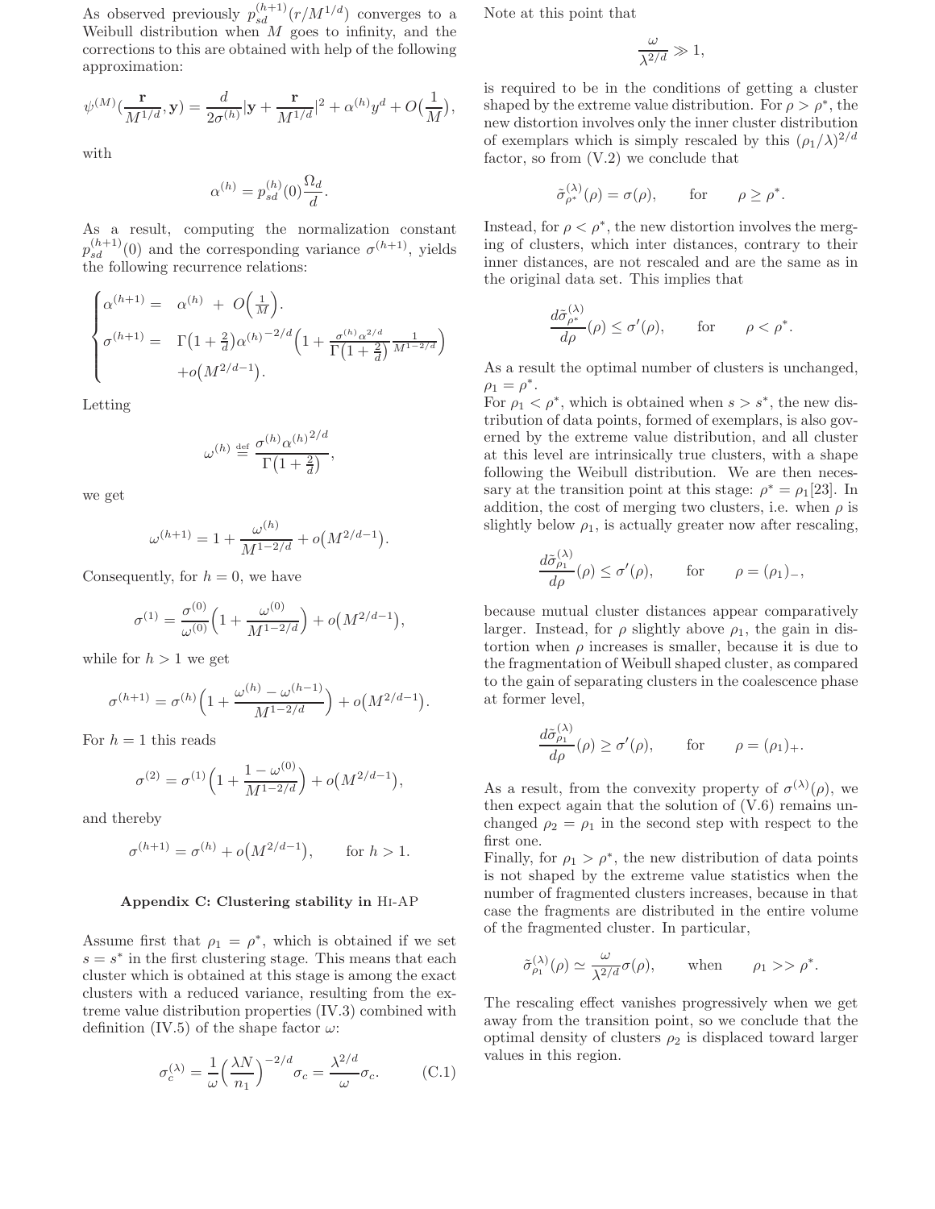As observed previously $p_{sd}^{(h+1)}(r/M^{1/d})$ converges to a Weibull distribution when $M$ goes to infinity, and the corrections to this are obtained with help of the following approximation:

$$\psi^{(M)}(\frac{\mathbf{r}}{M^{1/d}},\mathbf{y}) = \frac{d}{2\sigma^{(h)}}|\mathbf{y}+\frac{\mathbf{r}}{M^{1/d}}|^2 + \alpha^{(h)}y^d + O(\frac{1}{M}),$$

with

$$\alpha^{(h)} = p_{sd}^{(h)}(0)\frac{\Omega_d}{d}.$$

As a result, computing the normalization constant $p_{sd}^{(h+1)}(0)$ and the corresponding variance $\sigma^{(h+1)}$, yields the following recurrence relations:

$$\begin{cases}\alpha^{(h+1)} = & \alpha^{(h)} \ + \ O\Big(\frac{1}{M}\Big).\\ \sigma^{(h+1)} = & \Gamma\big(1+\frac{2}{d}\big)\alpha^{(h)^{-2/d}}\Big(1+\frac{\sigma^{(h)}\alpha^{2/d}}{\Gamma\big(1+\frac{2}{d}\big)}\frac{1}{M^{1-2/d}}\Big)\\ & +o\big(M^{2/d-1}\big).\end{cases}$$

Letting

$$\omega^{(h)} \stackrel{\text{def}}{=} \frac{\sigma^{(h)}\alpha^{(h)^{2/d}}}{\Gamma\big(1+\frac{2}{d}\big)},$$

we get

$$\omega^{(h+1)} = 1 + \frac{\omega^{(h)}}{M^{1-2/d}} + o\big(M^{2/d-1}\big).$$

Consequently, for $h=0$, we have

$$\sigma^{(1)} = \frac{\sigma^{(0)}}{\omega^{(0)}}\Big(1+\frac{\omega^{(0)}}{M^{1-2/d}}\Big) + o\big(M^{2/d-1}\big),$$

while for $h>1$ we get

$$\sigma^{(h+1)} = \sigma^{(h)}\Big(1+\frac{\omega^{(h)}-\omega^{(h-1)}}{M^{1-2/d}}\Big) + o\big(M^{2/d-1}\big).$$

For $h=1$ this reads

$$\sigma^{(2)} = \sigma^{(1)}\Big(1+\frac{1-\omega^{(0)}}{M^{1-2/d}}\Big) + o\big(M^{2/d-1}\big),$$

and thereby

$$\sigma^{(h+1)} = \sigma^{(h)} + o\big(M^{2/d-1}\big), \qquad \text{for } h>1.$$

## Appendix C: Clustering stability in HI-AP

Assume first that $\rho_1=\rho^*$, which is obtained if we set $s=s^*$ in the first clustering stage. This means that each cluster which is obtained at this stage is among the exact clusters with a reduced variance, resulting from the extreme value distribution properties (IV.3) combined with definition (IV.5) of the shape factor $\omega$:

$$\sigma_c^{(\lambda)} = \frac{1}{\omega}\Big(\frac{\lambda N}{n_1}\Big)^{-2/d}\sigma_c = \frac{\lambda^{2/d}}{\omega}\sigma_c. \qquad \text{(C.1)}$$

Note at this point that

$$\frac{\omega}{\lambda^{2/d}} \gg 1,$$

is required to be in the conditions of getting a cluster shaped by the extreme value distribution. For $\rho>\rho^*$, the new distortion involves only the inner cluster distribution of exemplars which is simply rescaled by this $(\rho_1/\lambda)^{2/d}$ factor, so from (V.2) we conclude that

$$\tilde{\sigma}_{\rho^*}^{(\lambda)}(\rho) = \sigma(\rho), \qquad \text{for} \qquad \rho\ge\rho^*.$$

Instead, for $\rho<\rho^*$, the new distortion involves the merging of clusters, which inter distances, contrary to their inner distances, are not rescaled and are the same as in the original data set. This implies that

$$\frac{d\tilde{\sigma}_{\rho^*}^{(\lambda)}}{d\rho}(\rho) \le \sigma'(\rho), \qquad \text{for} \qquad \rho<\rho^*.$$

As a result the optimal number of clusters is unchanged, $\rho_1=\rho^*$.

For $\rho_1<\rho^*$, which is obtained when $s>s^*$, the new distribution of data points, formed of exemplars, is also governed by the extreme value distribution, and all cluster at this level are intrinsically true clusters, with a shape following the Weibull distribution. We are then necessary at the transition point at this stage: $\rho^*=\rho_1$[23]. In addition, the cost of merging two clusters, i.e. when $\rho$ is slightly below $\rho_1$, is actually greater now after rescaling,

$$\frac{d\tilde{\sigma}_{\rho_1}^{(\lambda)}}{d\rho}(\rho) \le \sigma'(\rho), \qquad \text{for} \qquad \rho=(\rho_1)_-,$$

because mutual cluster distances appear comparatively larger. Instead, for $\rho$ slightly above $\rho_1$, the gain in distortion when $\rho$ increases is smaller, because it is due to the fragmentation of Weibull shaped cluster, as compared to the gain of separating clusters in the coalescence phase at former level,

$$\frac{d\tilde{\sigma}_{\rho_1}^{(\lambda)}}{d\rho}(\rho) \ge \sigma'(\rho), \qquad \text{for} \qquad \rho=(\rho_1)_+.$$

As a result, from the convexity property of $\sigma^{(\lambda)}(\rho)$, we then expect again that the solution of (V.6) remains unchanged $\rho_2=\rho_1$ in the second step with respect to the first one.

Finally, for $\rho_1>\rho^*$, the new distribution of data points is not shaped by the extreme value statistics when the number of fragmented clusters increases, because in that case the fragments are distributed in the entire volume of the fragmented cluster. In particular,

$$\tilde{\sigma}_{\rho_1}^{(\lambda)}(\rho) \simeq \frac{\omega}{\lambda^{2/d}}\sigma(\rho), \qquad \text{when} \qquad \rho_1>>\rho^*.$$

The rescaling effect vanishes progressively when we get away from the transition point, so we conclude that the optimal density of clusters $\rho_2$ is displaced toward larger values in this region.